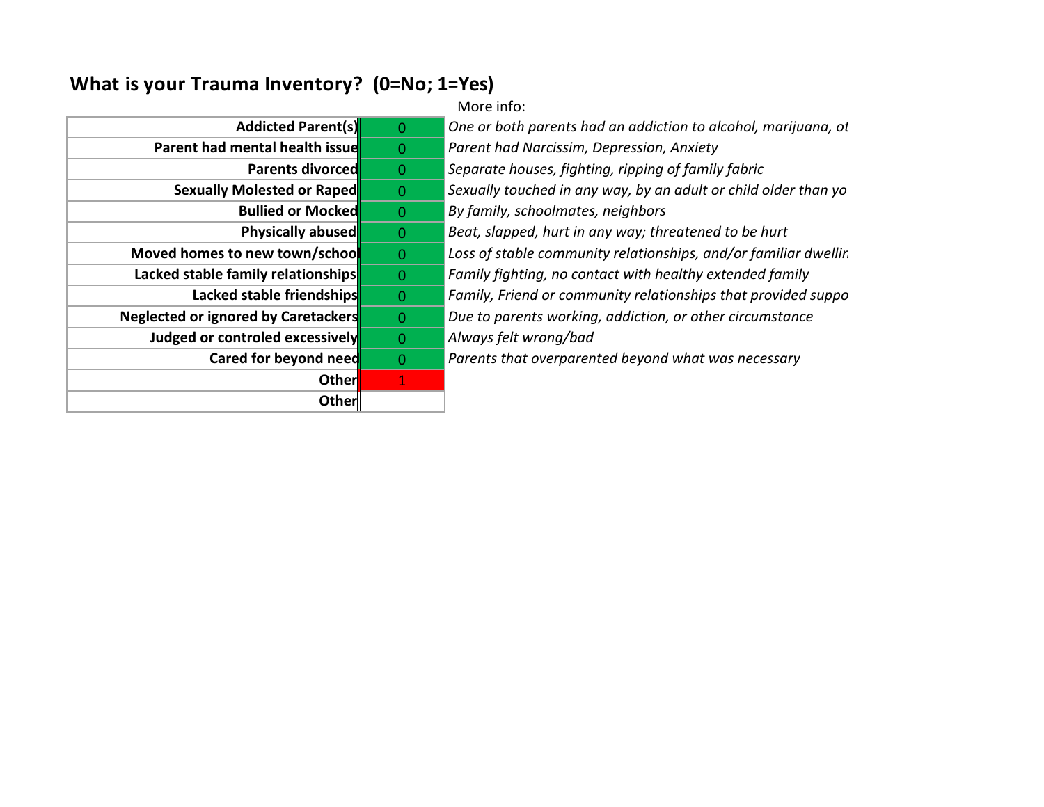## What is your Trauma Inventory? (0=No; 1=Yes)

| | | More info: |
|---|---|---|
| **Addicted Parent(s)** | 0 | *One or both parents had an addiction to alcohol, marijuana, ot* |
| **Parent had mental health issue** | 0 | *Parent had Narcissim, Depression, Anxiety* |
| **Parents divorced** | 0 | *Separate houses, fighting, ripping of family fabric* |
| **Sexually Molested or Raped** | 0 | *Sexually touched in any way, by an adult or child older than yo* |
| **Bullied or Mocked** | 0 | *By family, schoolmates, neighbors* |
| **Physically abused** | 0 | *Beat, slapped, hurt in any way; threatened to be hurt* |
| **Moved homes to new town/schoo** | 0 | *Loss of stable community relationships, and/or familiar dwellir* |
| **Lacked stable family relationships** | 0 | *Family fighting, no contact with healthy extended family* |
| **Lacked stable friendships** | 0 | *Family, Friend or community relationships that provided suppo* |
| **Neglected or ignored by Caretakers** | 0 | *Due to parents working, addiction, or other circumstance* |
| **Judged or controled excessively** | 0 | *Always felt wrong/bad* |
| **Cared for beyond need** | 0 | *Parents that overparented beyond what was necessary* |
| **Other** | 1 | |
| **Other** | | |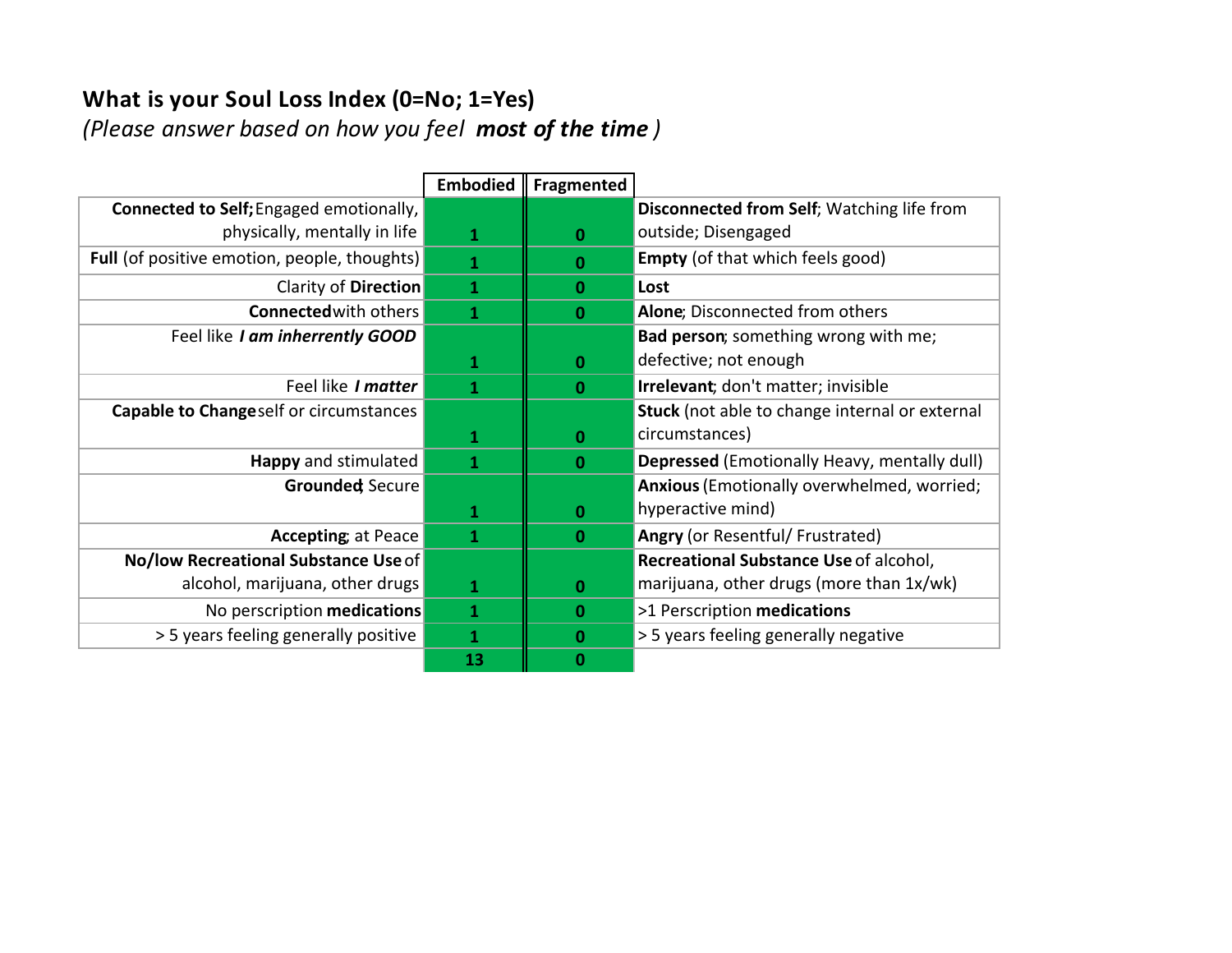## What is your Soul Loss Index (0=No; 1=Yes)

*(Please answer based on how you feel* ***most of the time*** *)*

| | Embodied | Fragmented | |
|---|---|---|---|
| **Connected to Self;** Engaged emotionally, physically, mentally in life | 1 | 0 | **Disconnected from Self**; Watching life from outside; Disengaged |
| **Full** (of positive emotion, people, thoughts) | 1 | 0 | **Empty** (of that which feels good) |
| Clarity of **Direction** | 1 | 0 | **Lost** |
| **Connected** with others | 1 | 0 | **Alone**; Disconnected from others |
| Feel like ***I am inherrently GOOD*** | 1 | 0 | **Bad person**; something wrong with me; defective; not enough |
| Feel like ***I matter*** | 1 | 0 | **Irrelevant**; don't matter; invisible |
| **Capable to Change** self or circumstances | 1 | 0 | **Stuck** (not able to change internal or external circumstances) |
| **Happy** and stimulated | 1 | 0 | **Depressed** (Emotionally Heavy, mentally dull) |
| **Grounded**; Secure | 1 | 0 | **Anxious** (Emotionally overwhelmed, worried; hyperactive mind) |
| **Accepting**; at Peace | 1 | 0 | **Angry** (or Resentful/ Frustrated) |
| **No/low Recreational Substance Use** of alcohol, marijuana, other drugs | 1 | 0 | **Recreational Substance Use** of alcohol, marijuana, other drugs (more than 1x/wk) |
| No perscription **medications** | 1 | 0 | >1 Perscription **medications** |
| > 5 years feeling generally positive | 1 | 0 | > 5 years feeling generally negative |
| | 13 | 0 | |